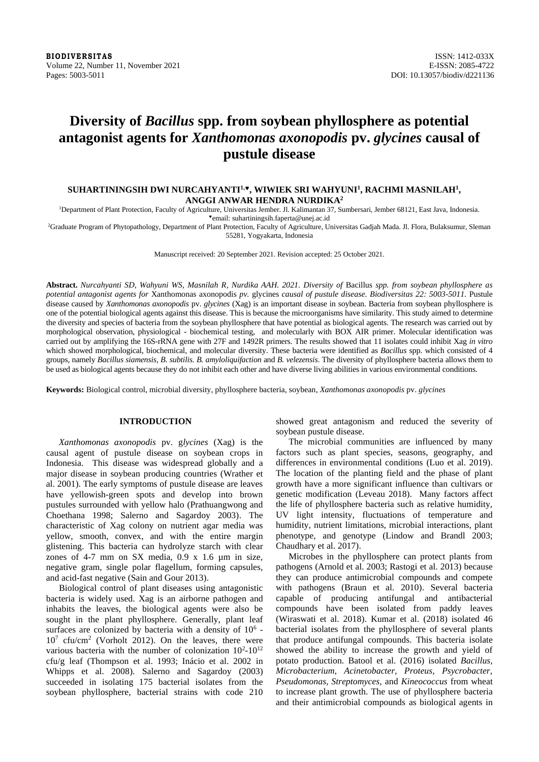# Diversity of *Bacillus* spp. from soybean phyllosphere as potential antagonist agents for *Xanthomonas axonopodis* pv. *glycines* causal of pustule disease

**SUHARTININGSIH DWI NURCAHYANTI[1,♥], WIWIEK SRI WAHYUNI[1], RACHMI MASNILAH[1], ANGGI ANWAR HENDRA NURDIKA[2]**

[1]Department of Plant Protection, Faculty of Agriculture, Universitas Jember. Jl. Kalimantan 37, Sumbersari, Jember 68121, East Java, Indonesia. ♥email: suhartiningsih.faperta@unej.ac.id

[2]Graduate Program of Phytopathology, Department of Plant Protection, Faculty of Agriculture, Universitas Gadjah Mada. Jl. Flora, Bulaksumur, Sleman 55281, Yogyakarta, Indonesia

Manuscript received: 20 September 2021. Revision accepted: 25 October 2021.

**Abstract.** *Nurcahyanti SD, Wahyuni WS, Masnilah R, Nurdika AAH. 2021. Diversity of* Bacillus *spp. from soybean phyllosphere as potential antagonist agents for* Xanthomonas axonopodis *pv.* glycines *causal of pustule disease. Biodiversitas 22: 5003-5011.* Pustule disease caused by *Xanthomonas axonopodis* pv. *glycines* (Xag) is an important disease in soybean. Bacteria from soybean phyllosphere is one of the potential biological agents against this disease. This is because the microorganisms have similarity. This study aimed to determine the diversity and species of bacteria from the soybean phyllosphere that have potential as biological agents. The research was carried out by morphological observation, physiological - biochemical testing, and molecularly with BOX AIR primer. Molecular identification was carried out by amplifying the 16S-rRNA gene with 27F and 1492R primers. The results showed that 11 isolates could inhibit Xag *in vitro* which showed morphological, biochemical, and molecular diversity. These bacteria were identified as *Bacillus* spp. which consisted of 4 groups, namely *Bacillus siamensis*, *B. subtilis. B. amyloliquifaction* and *B. velezensis*. The diversity of phyllosphere bacteria allows them to be used as biological agents because they do not inhibit each other and have diverse living abilities in various environmental conditions.

**Keywords:** Biological control, microbial diversity, phyllosphere bacteria, soybean, *Xanthomonas axonopodis* pv. *glycines*

## INTRODUCTION

*Xanthomonas axonopodis* pv. g*lycines* (Xag) is the causal agent of pustule disease on soybean crops in Indonesia. This disease was widespread globally and a major disease in soybean producing countries (Wrather et al. 2001). The early symptoms of pustule disease are leaves have yellowish-green spots and develop into brown pustules surrounded with yellow halo (Prathuangwong and Choethana 1998; Salerno and Sagardoy 2003). The characteristic of Xag colony on nutrient agar media was yellow, smooth, convex, and with the entire margin glistening. This bacteria can hydrolyze starch with clear zones of 4-7 mm on SX media, 0.9 x 1.6 µm in size, negative gram, single polar flagellum, forming capsules, and acid-fast negative (Sain and Gour 2013).

Biological control of plant diseases using antagonistic bacteria is widely used. Xag is an airborne pathogen and inhabits the leaves, the biological agents were also be sought in the plant phyllosphere. Generally, plant leaf surfaces are colonized by bacteria with a density of $10^6$ - $10^7$ cfu/cm$^2$ (Vorholt 2012). On the leaves, there were various bacteria with the number of colonization $10^2$-$10^{12}$ cfu/g leaf (Thompson et al. 1993; Inácio et al. 2002 in Whipps et al. 2008). Salerno and Sagardoy (2003) succeeded in isolating 175 bacterial isolates from the soybean phyllosphere, bacterial strains with code 210 showed great antagonism and reduced the severity of soybean pustule disease.

The microbial communities are influenced by many factors such as plant species, seasons, geography, and differences in environmental conditions (Luo et al. 2019). The location of the planting field and the phase of plant growth have a more significant influence than cultivars or genetic modification (Leveau 2018). Many factors affect the life of phyllosphere bacteria such as relative humidity, UV light intensity, fluctuations of temperature and humidity, nutrient limitations, microbial interactions, plant phenotype, and genotype (Lindow and Brandl 2003; Chaudhary et al. 2017).

Microbes in the phyllosphere can protect plants from pathogens (Arnold et al. 2003; Rastogi et al. 2013) because they can produce antimicrobial compounds and compete with pathogens (Braun et al. 2010). Several bacteria capable of producing antifungal and antibacterial compounds have been isolated from paddy leaves (Wiraswati et al. 2018). Kumar et al. (2018) isolated 46 bacterial isolates from the phyllosphere of several plants that produce antifungal compounds. This bacteria isolate showed the ability to increase the growth and yield of potato production. Batool et al. (2016) isolated *Bacillus, Microbacterium, Acinetobacter, Proteus, Psycrobacter, Pseudomonas, Streptomyces,* and *Kineococcus* from wheat to increase plant growth. The use of phyllosphere bacteria and their antimicrobial compounds as biological agents in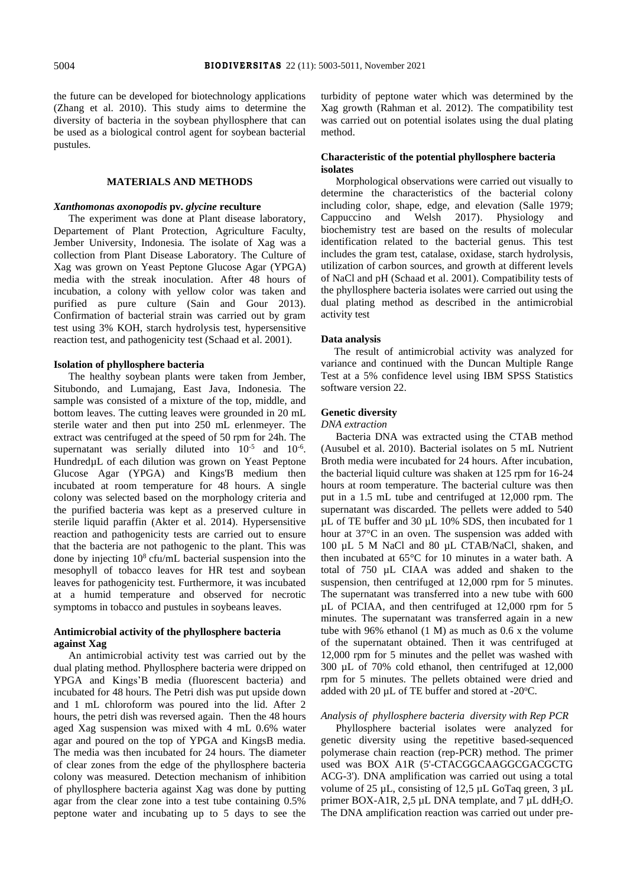the future can be developed for biotechnology applications (Zhang et al. 2010). This study aims to determine the diversity of bacteria in the soybean phyllosphere that can be used as a biological control agent for soybean bacterial pustules.

## MATERIALS AND METHODS

### *Xanthomonas axonopodis* pv. *glycine* reculture

The experiment was done at Plant disease laboratory, Departement of Plant Protection, Agriculture Faculty, Jember University, Indonesia. The isolate of Xag was a collection from Plant Disease Laboratory. The Culture of Xag was grown on Yeast Peptone Glucose Agar (YPGA) media with the streak inoculation. After 48 hours of incubation, a colony with yellow color was taken and purified as pure culture (Sain and Gour 2013). Confirmation of bacterial strain was carried out by gram test using 3% KOH, starch hydrolysis test, hypersensitive reaction test, and pathogenicity test (Schaad et al. 2001).

### Isolation of phyllosphere bacteria

The healthy soybean plants were taken from Jember, Situbondo, and Lumajang, East Java, Indonesia. The sample was consisted of a mixture of the top, middle, and bottom leaves. The cutting leaves were grounded in 20 mL sterile water and then put into 250 mL erlenmeyer. The extract was centrifuged at the speed of 50 rpm for 24h. The supernatant was serially diluted into $10^{-5}$ and $10^{-6}$. HundredµL of each dilution was grown on Yeast Peptone Glucose Agar (YPGA) and Kings'B medium then incubated at room temperature for 48 hours. A single colony was selected based on the morphology criteria and the purified bacteria was kept as a preserved culture in sterile liquid paraffin (Akter et al. 2014). Hypersensitive reaction and pathogenicity tests are carried out to ensure that the bacteria are not pathogenic to the plant. This was done by injecting $10^{8}$ cfu/mL bacterial suspension into the mesophyll of tobacco leaves for HR test and soybean leaves for pathogenicity test. Furthermore, it was incubated at a humid temperature and observed for necrotic symptoms in tobacco and pustules in soybeans leaves.

### Antimicrobial activity of the phyllosphere bacteria against Xag

An antimicrobial activity test was carried out by the dual plating method. Phyllosphere bacteria were dripped on YPGA and Kings'B media (fluorescent bacteria) and incubated for 48 hours. The Petri dish was put upside down and 1 mL chloroform was poured into the lid. After 2 hours, the petri dish was reversed again. Then the 48 hours aged Xag suspension was mixed with 4 mL 0.6% water agar and poured on the top of YPGA and KingsB media. The media was then incubated for 24 hours. The diameter of clear zones from the edge of the phyllosphere bacteria colony was measured. Detection mechanism of inhibition of phyllosphere bacteria against Xag was done by putting agar from the clear zone into a test tube containing 0.5% peptone water and incubating up to 5 days to see the turbidity of peptone water which was determined by the Xag growth (Rahman et al. 2012). The compatibility test was carried out on potential isolates using the dual plating method.

### Characteristic of the potential phyllosphere bacteria isolates

Morphological observations were carried out visually to determine the characteristics of the bacterial colony including color, shape, edge, and elevation (Salle 1979; Cappuccino and Welsh 2017). Physiology and biochemistry test are based on the results of molecular identification related to the bacterial genus. This test includes the gram test, catalase, oxidase, starch hydrolysis, utilization of carbon sources, and growth at different levels of NaCl and pH (Schaad et al. 2001). Compatibility tests of the phyllosphere bacteria isolates were carried out using the dual plating method as described in the antimicrobial activity test

### Data analysis

The result of antimicrobial activity was analyzed for variance and continued with the Duncan Multiple Range Test at a 5% confidence level using IBM SPSS Statistics software version 22.

### Genetic diversity

#### *DNA extraction*

Bacteria DNA was extracted using the CTAB method (Ausubel et al. 2010). Bacterial isolates on 5 mL Nutrient Broth media were incubated for 24 hours. After incubation, the bacterial liquid culture was shaken at 125 rpm for 16-24 hours at room temperature. The bacterial culture was then put in a 1.5 mL tube and centrifuged at 12,000 rpm. The supernatant was discarded. The pellets were added to 540 µL of TE buffer and 30 µL 10% SDS, then incubated for 1 hour at 37°C in an oven. The suspension was added with 100 µL 5 M NaCl and 80 µL CTAB/NaCl, shaken, and then incubated at 65°C for 10 minutes in a water bath. A total of 750 µL CIAA was added and shaken to the suspension, then centrifuged at 12,000 rpm for 5 minutes. The supernatant was transferred into a new tube with 600 µL of PCIAA, and then centrifuged at 12,000 rpm for 5 minutes. The supernatant was transferred again in a new tube with 96% ethanol (1 M) as much as 0.6 x the volume of the supernatant obtained. Then it was centrifuged at 12,000 rpm for 5 minutes and the pellet was washed with 300 µL of 70% cold ethanol, then centrifuged at 12,000 rpm for 5 minutes. The pellets obtained were dried and added with 20 µL of TE buffer and stored at -20°C.

#### *Analysis of phyllosphere bacteria diversity with Rep PCR*

Phyllosphere bacterial isolates were analyzed for genetic diversity using the repetitive based-sequenced polymerase chain reaction (rep-PCR) method. The primer used was BOX A1R (5'-CTACGGCAAGGCGACGCTG ACG-3'). DNA amplification was carried out using a total volume of 25 µL, consisting of 12,5 µL GoTaq green, 3 µL primer BOX-A1R, 2,5 µL DNA template, and 7 µL dd$H_2O$. The DNA amplification reaction was carried out under pre-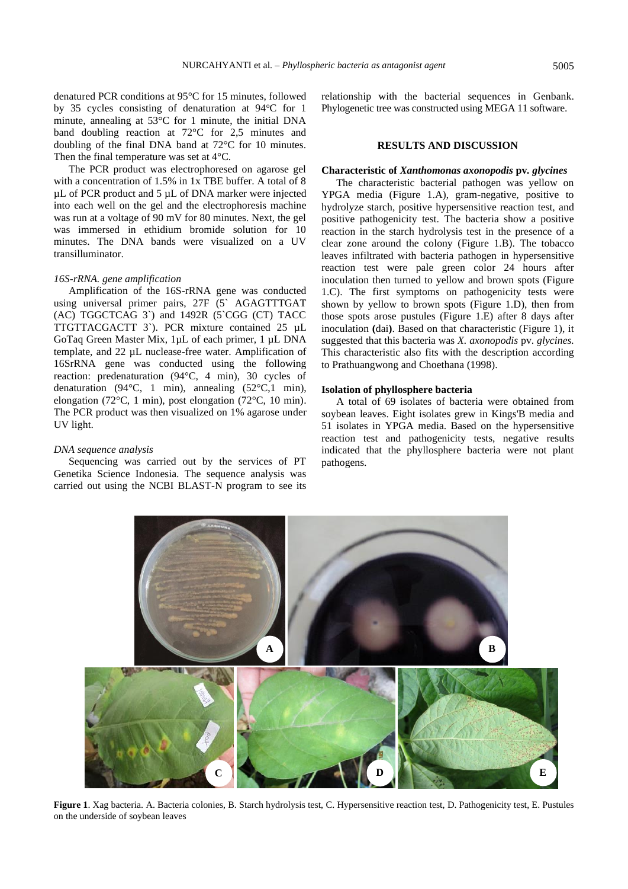denatured PCR conditions at 95°C for 15 minutes, followed by 35 cycles consisting of denaturation at 94°C for 1 minute, annealing at 53°C for 1 minute, the initial DNA band doubling reaction at 72°C for 2,5 minutes and doubling of the final DNA band at 72°C for 10 minutes. Then the final temperature was set at 4°C.

The PCR product was electrophoresed on agarose gel with a concentration of 1.5% in 1x TBE buffer. A total of 8 µL of PCR product and 5 µL of DNA marker were injected into each well on the gel and the electrophoresis machine was run at a voltage of 90 mV for 80 minutes. Next, the gel was immersed in ethidium bromide solution for 10 minutes. The DNA bands were visualized on a UV transilluminator.

### *16S-rRNA. gene amplification*

Amplification of the 16S-rRNA gene was conducted using universal primer pairs, 27F (5` AGAGTTTGAT (AC) TGGCTCAG 3`) and 1492R (5`CGG (CT) TACC TTGTTACGACTT 3`). PCR mixture contained 25 µL GoTaq Green Master Mix, 1µL of each primer, 1 µL DNA template, and 22 µL nuclease-free water. Amplification of 16SrRNA gene was conducted using the following reaction: predenaturation (94°C, 4 min), 30 cycles of denaturation (94°C, 1 min), annealing (52°C,1 min), elongation (72°C, 1 min), post elongation (72°C, 10 min). The PCR product was then visualized on 1% agarose under UV light.

### *DNA sequence analysis*

Sequencing was carried out by the services of PT Genetika Science Indonesia. The sequence analysis was carried out using the NCBI BLAST-N program to see its relationship with the bacterial sequences in Genbank. Phylogenetic tree was constructed using MEGA 11 software.

## RESULTS AND DISCUSSION

### Characteristic of *Xanthomonas axonopodis* pv. *glycines*

The characteristic bacterial pathogen was yellow on YPGA media (Figure 1.A), gram-negative, positive to hydrolyze starch, positive hypersensitive reaction test, and positive pathogenicity test. The bacteria show a positive reaction in the starch hydrolysis test in the presence of a clear zone around the colony (Figure 1.B). The tobacco leaves infiltrated with bacteria pathogen in hypersensitive reaction test were pale green color 24 hours after inoculation then turned to yellow and brown spots (Figure 1.C). The first symptoms on pathogenicity tests were shown by yellow to brown spots (Figure 1.D), then from those spots arose pustules (Figure 1.E) after 8 days after inoculation **(**dai**)**. Based on that characteristic (Figure 1), it suggested that this bacteria was *X. axonopodis* pv. *glycines.* This characteristic also fits with the description according to Prathuangwong and Choethana (1998).

### Isolation of phyllosphere bacteria

A total of 69 isolates of bacteria were obtained from soybean leaves. Eight isolates grew in Kings'B media and 51 isolates in YPGA media. Based on the hypersensitive reaction test and pathogenicity tests, negative results indicated that the phyllosphere bacteria were not plant pathogens.

**Figure 1**. Xag bacteria. A. Bacteria colonies, B. Starch hydrolysis test, C. Hypersensitive reaction test, D. Pathogenicity test, E. Pustules on the underside of soybean leaves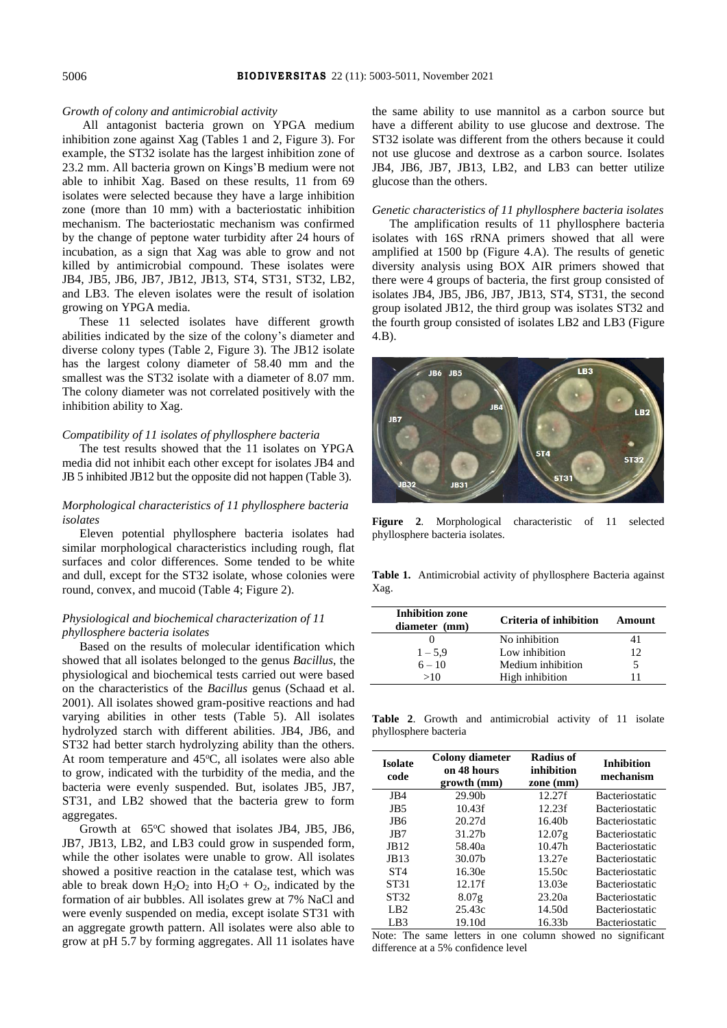*Growth of colony and antimicrobial activity*

All antagonist bacteria grown on YPGA medium inhibition zone against Xag (Tables 1 and 2, Figure 3). For example, the ST32 isolate has the largest inhibition zone of 23.2 mm. All bacteria grown on Kings'B medium were not able to inhibit Xag. Based on these results, 11 from 69 isolates were selected because they have a large inhibition zone (more than 10 mm) with a bacteriostatic inhibition mechanism. The bacteriostatic mechanism was confirmed by the change of peptone water turbidity after 24 hours of incubation, as a sign that Xag was able to grow and not killed by antimicrobial compound. These isolates were JB4, JB5, JB6, JB7, JB12, JB13, ST4, ST31, ST32, LB2, and LB3. The eleven isolates were the result of isolation growing on YPGA media.

These 11 selected isolates have different growth abilities indicated by the size of the colony's diameter and diverse colony types (Table 2, Figure 3). The JB12 isolate has the largest colony diameter of 58.40 mm and the smallest was the ST32 isolate with a diameter of 8.07 mm. The colony diameter was not correlated positively with the inhibition ability to Xag.

*Compatibility of 11 isolates of phyllosphere bacteria*

The test results showed that the 11 isolates on YPGA media did not inhibit each other except for isolates JB4 and JB 5 inhibited JB12 but the opposite did not happen (Table 3).

*Morphological characteristics of 11 phyllosphere bacteria isolates*

Eleven potential phyllosphere bacteria isolates had similar morphological characteristics including rough, flat surfaces and color differences. Some tended to be white and dull, except for the ST32 isolate, whose colonies were round, convex, and mucoid (Table 4; Figure 2).

*Physiological and biochemical characterization of 11 phyllosphere bacteria isolates*

Based on the results of molecular identification which showed that all isolates belonged to the genus *Bacillus*, the physiological and biochemical tests carried out were based on the characteristics of the *Bacillus* genus (Schaad et al. 2001). All isolates showed gram-positive reactions and had varying abilities in other tests (Table 5). All isolates hydrolyzed starch with different abilities. JB4, JB6, and ST32 had better starch hydrolyzing ability than the others. At room temperature and 45°C, all isolates were also able to grow, indicated with the turbidity of the media, and the bacteria were evenly suspended. But, isolates JB5, JB7, ST31, and LB2 showed that the bacteria grew to form aggregates.

Growth at 65°C showed that isolates JB4, JB5, JB6, JB7, JB13, LB2, and LB3 could grow in suspended form, while the other isolates were unable to grow. All isolates showed a positive reaction in the catalase test, which was able to break down $H_2O_2$ into $H_2O + O_2$, indicated by the formation of air bubbles. All isolates grew at 7% NaCl and were evenly suspended on media, except isolate ST31 with an aggregate growth pattern. All isolates were also able to grow at pH 5.7 by forming aggregates. All 11 isolates have the same ability to use mannitol as a carbon source but have a different ability to use glucose and dextrose. The ST32 isolate was different from the others because it could not use glucose and dextrose as a carbon source. Isolates JB4, JB6, JB7, JB13, LB2, and LB3 can better utilize glucose than the others.

*Genetic characteristics of 11 phyllosphere bacteria isolates*

The amplification results of 11 phyllosphere bacteria isolates with 16S rRNA primers showed that all were amplified at 1500 bp (Figure 4.A). The results of genetic diversity analysis using BOX AIR primers showed that there were 4 groups of bacteria, the first group consisted of isolates JB4, JB5, JB6, JB7, JB13, ST4, ST31, the second group isolated JB12, the third group was isolates ST32 and the fourth group consisted of isolates LB2 and LB3 (Figure 4.B).

**Figure 2**. Morphological characteristic of 11 selected phyllosphere bacteria isolates.

**Table 1.** Antimicrobial activity of phyllosphere Bacteria against Xag.

| Inhibition zone diameter (mm) | Criteria of inhibition | Amount |
|---|---|---|
| 0 | No inhibition | 41 |
| 1 – 5,9 | Low inhibition | 12 |
| 6 – 10 | Medium inhibition | 5 |
| >10 | High inhibition | 11 |

**Table 2**. Growth and antimicrobial activity of 11 isolate phyllosphere bacteria

| Isolate code | Colony diameter on 48 hours growth (mm) | Radius of inhibition zone (mm) | Inhibition mechanism |
|---|---|---|---|
| JB4 | 29.90b | 12.27f | Bacteriostatic |
| JB5 | 10.43f | 12.23f | Bacteriostatic |
| JB6 | 20.27d | 16.40b | Bacteriostatic |
| JB7 | 31.27b | 12.07g | Bacteriostatic |
| JB12 | 58.40a | 10.47h | Bacteriostatic |
| JB13 | 30.07b | 13.27e | Bacteriostatic |
| ST4 | 16.30e | 15.50c | Bacteriostatic |
| ST31 | 12.17f | 13.03e | Bacteriostatic |
| ST32 | 8.07g | 23.20a | Bacteriostatic |
| LB2 | 25.43c | 14.50d | Bacteriostatic |
| LB3 | 19.10d | 16.33b | Bacteriostatic |

Note: The same letters in one column showed no significant difference at a 5% confidence level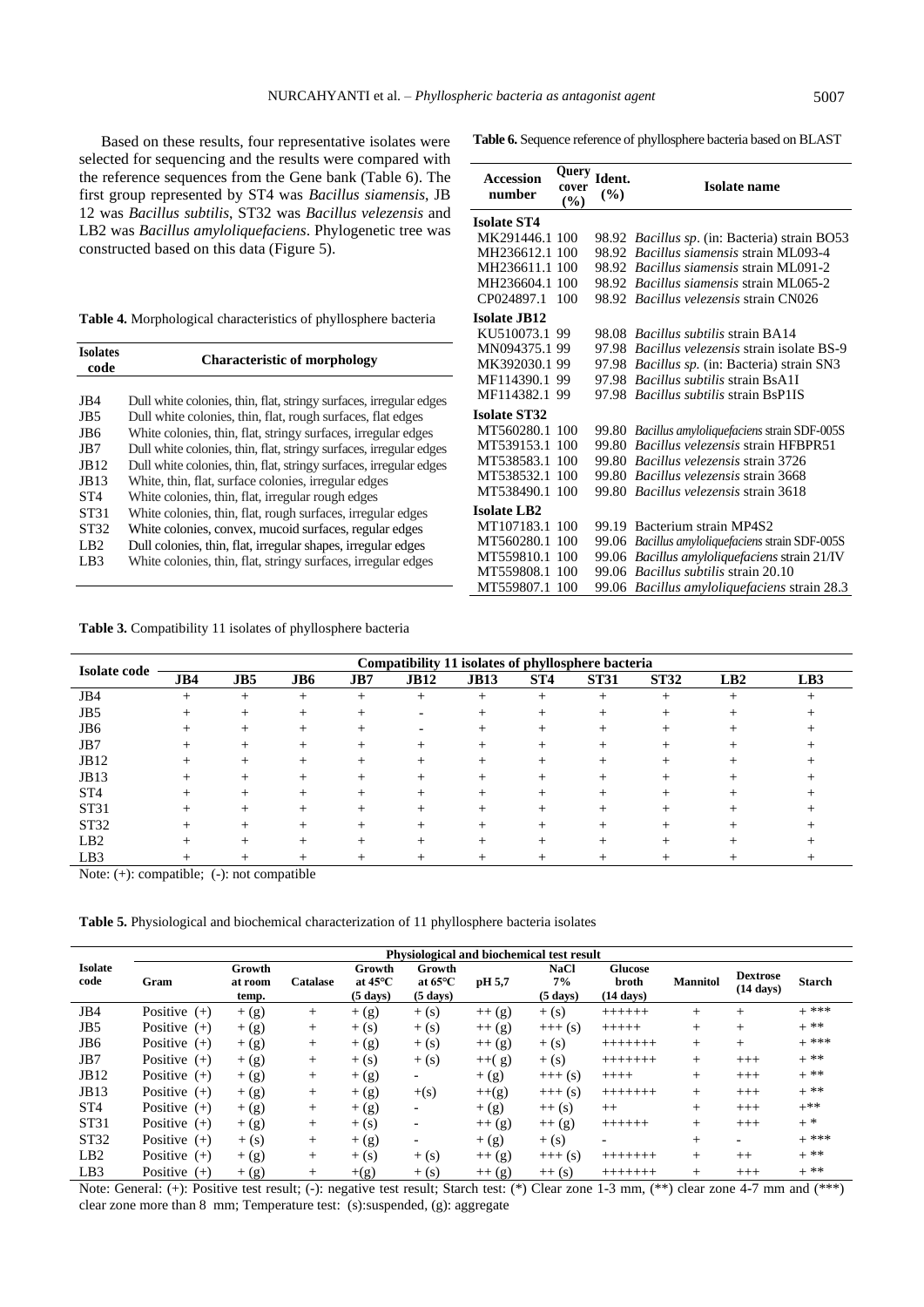Based on these results, four representative isolates were selected for sequencing and the results were compared with the reference sequences from the Gene bank (Table 6). The first group represented by ST4 was *Bacillus siamensis*, JB 12 was *Bacillus subtilis*, ST32 was *Bacillus velezensis* and LB2 was *Bacillus amyloliquefaciens*. Phylogenetic tree was constructed based on this data (Figure 5).

**Table 4.** Morphological characteristics of phyllosphere bacteria

| Isolates code | Characteristic of morphology |
|---|---|
| JB4 | Dull white colonies, thin, flat, stringy surfaces, irregular edges |
| JB5 | Dull white colonies, thin, flat, rough surfaces, flat edges |
| JB6 | White colonies, thin, flat, stringy surfaces, irregular edges |
| JB7 | Dull white colonies, thin, flat, stringy surfaces, irregular edges |
| JB12 | Dull white colonies, thin, flat, stringy surfaces, irregular edges |
| JB13 | White, thin, flat, surface colonies, irregular edges |
| ST4 | White colonies, thin, flat, irregular rough edges |
| ST31 | White colonies, thin, flat, rough surfaces, irregular edges |
| ST32 | White colonies, convex, mucoid surfaces, regular edges |
| LB2 | Dull colonies, thin, flat, irregular shapes, irregular edges |
| LB3 | White colonies, thin, flat, stringy surfaces, irregular edges |

**Table 6.** Sequence reference of phyllosphere bacteria based on BLAST

| Accession number | Query cover (%) | Ident. (%) | Isolate name |
|---|---|---|---|
| **Isolate ST4** | | | |
| MK291446.1 | 100 | 98.92 | *Bacillus sp*. (in: Bacteria) strain BO53 |
| MH236612.1 | 100 | 98.92 | *Bacillus siamensis* strain ML093-4 |
| MH236611.1 | 100 | 98.92 | *Bacillus siamensis* strain ML091-2 |
| MH236604.1 | 100 | 98.92 | *Bacillus siamensis* strain ML065-2 |
| CP024897.1 | 100 | 98.92 | *Bacillus velezensis* strain CN026 |
| **Isolate JB12** | | | |
| KU510073.1 | 99 | 98.08 | *Bacillus subtilis* strain BA14 |
| MN094375.1 | 99 | 97.98 | *Bacillus velezensis* strain isolate BS-9 |
| MK392030.1 | 99 | 97.98 | *Bacillus sp.* (in: Bacteria) strain SN3 |
| MF114390.1 | 99 | 97.98 | *Bacillus subtilis* strain BsA1I |
| MF114382.1 | 99 | 97.98 | *Bacillus subtilis* strain BsP1IS |
| **Isolate ST32** | | | |
| MT560280.1 | 100 | 99.80 | *Bacillus amyloliquefaciens* strain SDF-005S |
| MT539153.1 | 100 | 99.80 | *Bacillus velezensis* strain HFBPR51 |
| MT538583.1 | 100 | 99.80 | *Bacillus velezensis* strain 3726 |
| MT538532.1 | 100 | 99.80 | *Bacillus velezensis* strain 3668 |
| MT538490.1 | 100 | 99.80 | *Bacillus velezensis* strain 3618 |
| **Isolate LB2** | | | |
| MT107183.1 | 100 | 99.19 | Bacterium strain MP4S2 |
| MT560280.1 | 100 | 99.06 | *Bacillus amyloliquefaciens* strain SDF-005S |
| MT559810.1 | 100 | 99.06 | *Bacillus amyloliquefaciens* strain 21/IV |
| MT559808.1 | 100 | 99.06 | *Bacillus subtilis* strain 20.10 |
| MT559807.1 | 100 | 99.06 | *Bacillus amyloliquefaciens* strain 28.3 |

**Table 3.** Compatibility 11 isolates of phyllosphere bacteria

| Isolate code | Compatibility 11 isolates of phyllosphere bacteria | | | | | | | | | | |
|---|---|---|---|---|---|---|---|---|---|---|---|
| | **JB4** | **JB5** | **JB6** | **JB7** | **JB12** | **JB13** | **ST4** | **ST31** | **ST32** | **LB2** | **LB3** |
| JB4 | + | + | + | + | + | + | + | + | + | + | + |
| JB5 | + | + | + | + | - | + | + | + | + | + | + |
| JB6 | + | + | + | + | - | + | + | + | + | + | + |
| JB7 | + | + | + | + | + | + | + | + | + | + | + |
| JB12 | + | + | + | + | + | + | + | + | + | + | + |
| JB13 | + | + | + | + | + | + | + | + | + | + | + |
| ST4 | + | + | + | + | + | + | + | + | + | + | + |
| ST31 | + | + | + | + | + | + | + | + | + | + | + |
| ST32 | + | + | + | + | + | + | + | + | + | + | + |
| LB2 | + | + | + | + | + | + | + | + | + | + | + |
| LB3 | + | + | + | + | + | + | + | + | + | + | + |

Note: (+): compatible; (-): not compatible

**Table 5.** Physiological and biochemical characterization of 11 phyllosphere bacteria isolates

| Isolate code | Physiological and biochemical test result | | | | | | | | | | |
|---|---|---|---|---|---|---|---|---|---|---|---|
| | **Gram** | **Growth at room temp.** | **Catalase** | **Growth at 45°C (5 days)** | **Growth at 65°C (5 days)** | **pH 5,7** | **NaCl 7% (5 days)** | **Glucose broth (14 days)** | **Mannitol** | **Dextrose (14 days)** | **Starch** |
| JB4 | Positive (+) | + (g) | + | + (g) | + (s) | ++ (g) | + (s) | ++++++ | + | + | + *** |
| JB5 | Positive (+) | + (g) | + | + (s) | + (s) | ++ (g) | +++ (s) | +++++ | + | + | + ** |
| JB6 | Positive (+) | + (g) | + | + (g) | + (s) | ++ (g) | + (s) | +++++++ | + | + | + *** |
| JB7 | Positive (+) | + (g) | + | + (s) | + (s) | ++( g) | + (s) | +++++++ | + | +++ | + ** |
| JB12 | Positive (+) | + (g) | + | + (g) | - | + (g) | +++ (s) | ++++ | + | +++ | + ** |
| JB13 | Positive (+) | + (g) | + | + (g) | +(s) | ++(g) | +++ (s) | +++++++ | + | +++ | + ** |
| ST4 | Positive (+) | + (g) | + | + (g) | - | + (g) | ++ (s) | ++ | + | +++ | +** |
| ST31 | Positive (+) | + (g) | + | + (s) | - | ++ (g) | ++ (g) | ++++++ | + | +++ | + * |
| ST32 | Positive (+) | + (s) | + | + (g) | - | + (g) | + (s) | - | + | - | + *** |
| LB2 | Positive (+) | + (g) | + | + (s) | + (s) | ++ (g) | +++ (s) | +++++++ | + | ++ | + ** |
| LB3 | Positive (+) | + (g) | + | +(g) | + (s) | ++ (g) | ++ (s) | +++++++ | + | +++ | + ** |

Note: General: (+): Positive test result; (-): negative test result; Starch test: (*) Clear zone 1-3 mm, (**) clear zone 4-7 mm and (***) clear zone more than 8 mm; Temperature test: (s):suspended, (g): aggregate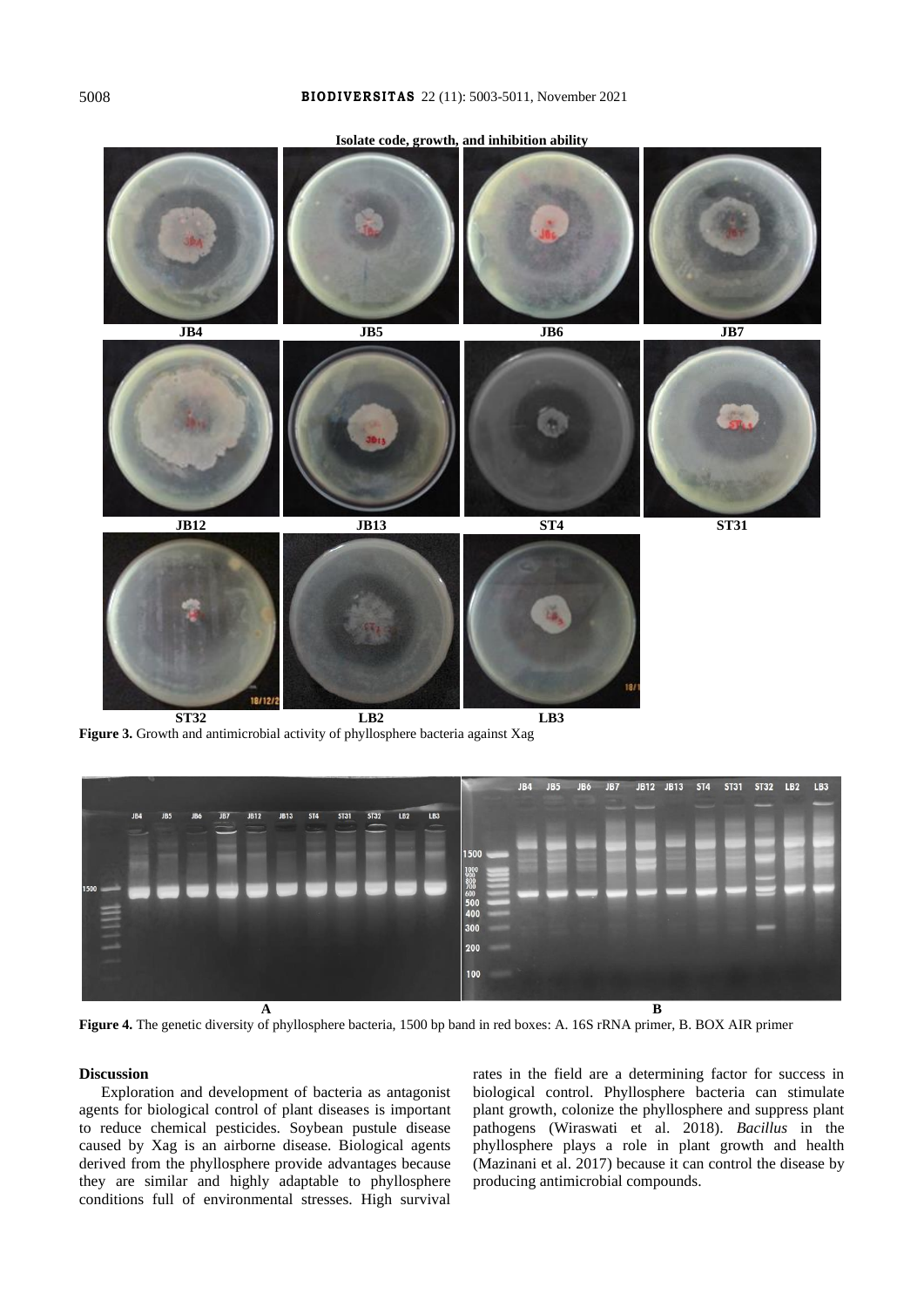**Isolate code, growth, and inhibition ability**

JB4 JB5 JB6 JB7

JB12 JB13 ST4 ST31

ST32 LB2 LB3

**Figure 3.** Growth and antimicrobial activity of phyllosphere bacteria against Xag

**Figure 4.** The genetic diversity of phyllosphere bacteria, 1500 bp band in red boxes: A. 16S rRNA primer, B. BOX AIR primer

## Discussion

Exploration and development of bacteria as antagonist agents for biological control of plant diseases is important to reduce chemical pesticides. Soybean pustule disease caused by Xag is an airborne disease. Biological agents derived from the phyllosphere provide advantages because they are similar and highly adaptable to phyllosphere conditions full of environmental stresses. High survival rates in the field are a determining factor for success in biological control. Phyllosphere bacteria can stimulate plant growth, colonize the phyllosphere and suppress plant pathogens (Wiraswati et al. 2018). *Bacillus* in the phyllosphere plays a role in plant growth and health (Mazinani et al. 2017) because it can control the disease by producing antimicrobial compounds.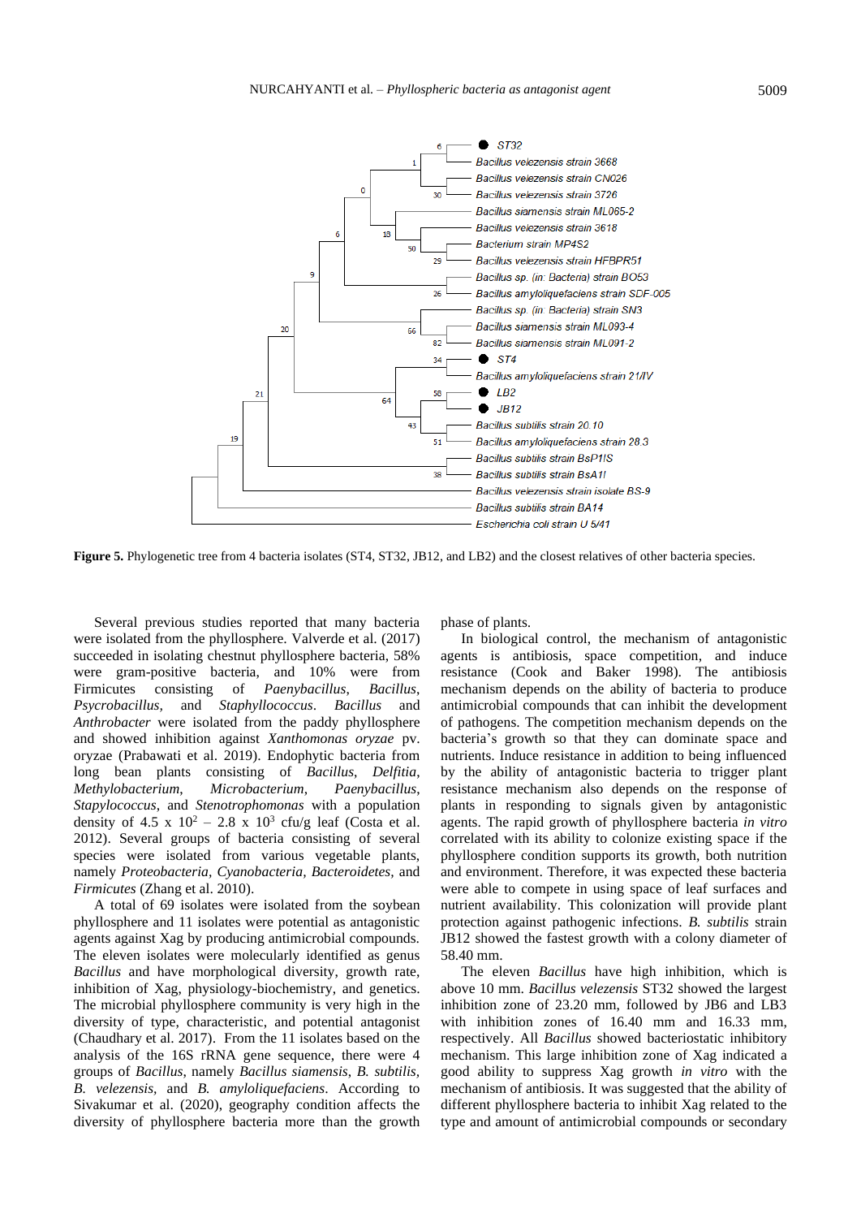**Figure 5.** Phylogenetic tree from 4 bacteria isolates (ST4, ST32, JB12, and LB2) and the closest relatives of other bacteria species.

Several previous studies reported that many bacteria were isolated from the phyllosphere. Valverde et al. (2017) succeeded in isolating chestnut phyllosphere bacteria, 58% were gram-positive bacteria, and 10% were from Firmicutes consisting of *Paenybacillus*, *Bacillus*, *Psycrobacillus*, and *Staphyllococcus*. *Bacillus* and *Anthrobacter* were isolated from the paddy phyllosphere and showed inhibition against *Xanthomonas oryzae* pv. oryzae (Prabawati et al. 2019). Endophytic bacteria from long bean plants consisting of *Bacillus*, *Delfitia*, *Methylobacterium*, *Microbacterium*, *Paenybacillus*, *Stapylococcus*, and *Stenotrophomonas* with a population density of 4.5 x $10^2$ – 2.8 x $10^3$ cfu/g leaf (Costa et al. 2012). Several groups of bacteria consisting of several species were isolated from various vegetable plants, namely *Proteobacteria*, *Cyanobacteria*, *Bacteroidetes*, and *Firmicutes* (Zhang et al. 2010).

A total of 69 isolates were isolated from the soybean phyllosphere and 11 isolates were potential as antagonistic agents against Xag by producing antimicrobial compounds. The eleven isolates were molecularly identified as genus *Bacillus* and have morphological diversity, growth rate, inhibition of Xag, physiology-biochemistry, and genetics. The microbial phyllosphere community is very high in the diversity of type, characteristic, and potential antagonist (Chaudhary et al. 2017). From the 11 isolates based on the analysis of the 16S rRNA gene sequence, there were 4 groups of *Bacillus*, namely *Bacillus siamensis*, *B. subtilis*, *B. velezensis*, and *B. amyloliquefaciens*. According to Sivakumar et al. (2020), geography condition affects the diversity of phyllosphere bacteria more than the growth phase of plants.

In biological control, the mechanism of antagonistic agents is antibiosis, space competition, and induce resistance (Cook and Baker 1998). The antibiosis mechanism depends on the ability of bacteria to produce antimicrobial compounds that can inhibit the development of pathogens. The competition mechanism depends on the bacteria's growth so that they can dominate space and nutrients. Induce resistance in addition to being influenced by the ability of antagonistic bacteria to trigger plant resistance mechanism also depends on the response of plants in responding to signals given by antagonistic agents. The rapid growth of phyllosphere bacteria *in vitro* correlated with its ability to colonize existing space if the phyllosphere condition supports its growth, both nutrition and environment. Therefore, it was expected these bacteria were able to compete in using space of leaf surfaces and nutrient availability. This colonization will provide plant protection against pathogenic infections. *B. subtilis* strain JB12 showed the fastest growth with a colony diameter of 58.40 mm.

The eleven *Bacillus* have high inhibition, which is above 10 mm. *Bacillus velezensis* ST32 showed the largest inhibition zone of 23.20 mm, followed by JB6 and LB3 with inhibition zones of 16.40 mm and 16.33 mm, respectively. All *Bacillus* showed bacteriostatic inhibitory mechanism. This large inhibition zone of Xag indicated a good ability to suppress Xag growth *in vitro* with the mechanism of antibiosis. It was suggested that the ability of different phyllosphere bacteria to inhibit Xag related to the type and amount of antimicrobial compounds or secondary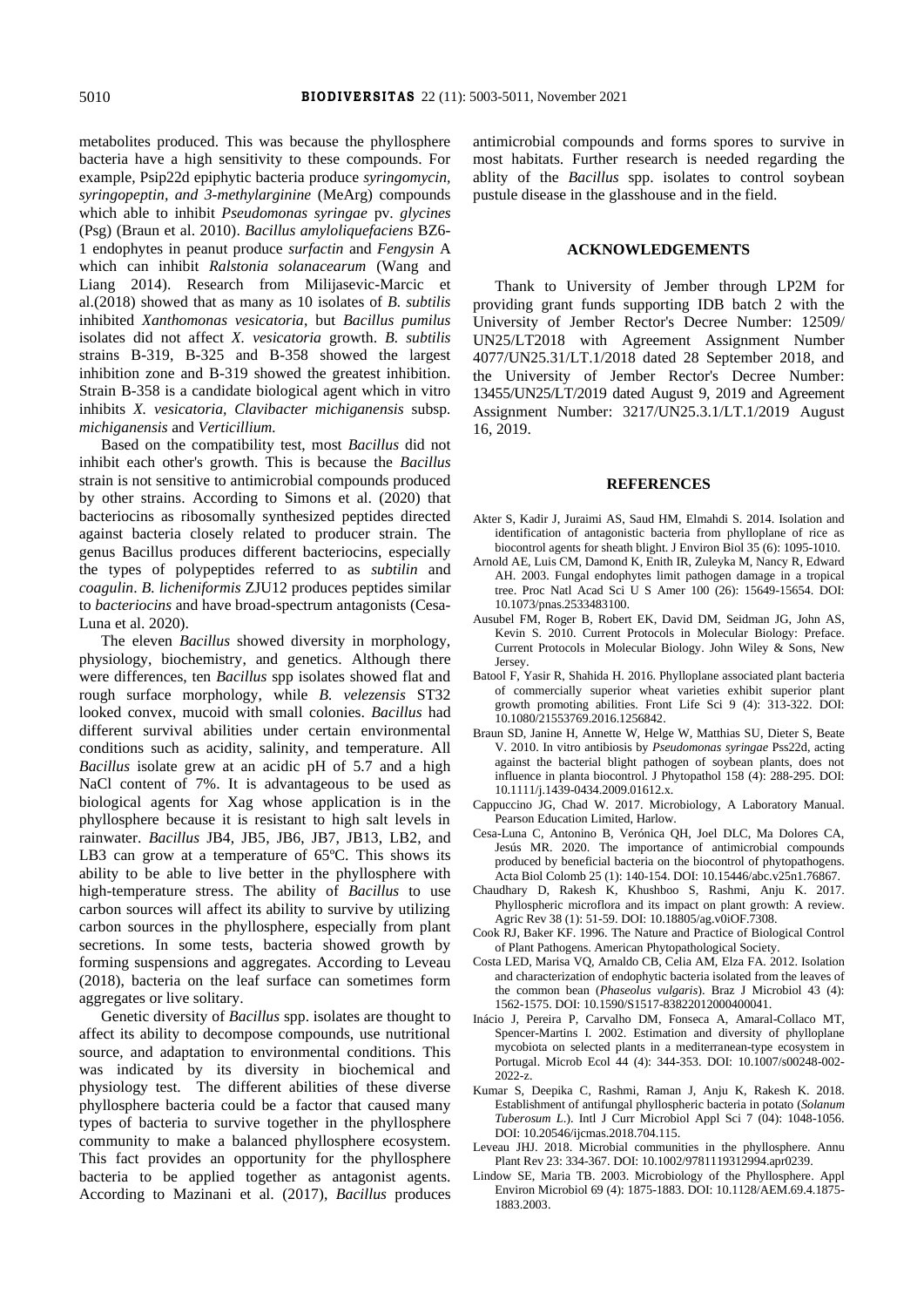metabolites produced. This was because the phyllosphere bacteria have a high sensitivity to these compounds. For example, Psip22d epiphytic bacteria produce *syringomycin, syringopeptin, and 3-methylarginine* (MeArg) compounds which able to inhibit *Pseudomonas syringae* pv. *glycines* (Psg) (Braun et al. 2010). *Bacillus amyloliquefaciens* BZ6-1 endophytes in peanut produce *surfactin* and *Fengysin* A which can inhibit *Ralstonia solanacearum* (Wang and Liang 2014). Research from Milijasevic-Marcic et al.(2018) showed that as many as 10 isolates of *B. subtilis* inhibited *Xanthomonas vesicatoria*, but *Bacillus pumilus* isolates did not affect *X. vesicatoria* growth. *B. subtilis* strains B-319, B-325 and B-358 showed the largest inhibition zone and B-319 showed the greatest inhibition. Strain B-358 is a candidate biological agent which in vitro inhibits *X. vesicatoria, Clavibacter michiganensis* subsp. *michiganensis* and *Verticillium.*

Based on the compatibility test, most *Bacillus* did not inhibit each other's growth. This is because the *Bacillus* strain is not sensitive to antimicrobial compounds produced by other strains. According to Simons et al. (2020) that bacteriocins as ribosomally synthesized peptides directed against bacteria closely related to producer strain. The genus Bacillus produces different bacteriocins, especially the types of polypeptides referred to as *subtilin* and *coagulin*. *B. licheniformis* ZJU12 produces peptides similar to *bacteriocins* and have broad-spectrum antagonists (Cesa-Luna et al. 2020).

The eleven *Bacillus* showed diversity in morphology, physiology, biochemistry, and genetics. Although there were differences, ten *Bacillus* spp isolates showed flat and rough surface morphology, while *B. velezensis* ST32 looked convex, mucoid with small colonies. *Bacillus* had different survival abilities under certain environmental conditions such as acidity, salinity, and temperature. All *Bacillus* isolate grew at an acidic pH of 5.7 and a high NaCl content of 7%. It is advantageous to be used as biological agents for Xag whose application is in the phyllosphere because it is resistant to high salt levels in rainwater. *Bacillus* JB4, JB5, JB6, JB7, JB13, LB2, and LB3 can grow at a temperature of 65ºC. This shows its ability to be able to live better in the phyllosphere with high-temperature stress. The ability of *Bacillus* to use carbon sources will affect its ability to survive by utilizing carbon sources in the phyllosphere, especially from plant secretions. In some tests, bacteria showed growth by forming suspensions and aggregates. According to Leveau (2018), bacteria on the leaf surface can sometimes form aggregates or live solitary.

Genetic diversity of *Bacillus* spp. isolates are thought to affect its ability to decompose compounds, use nutritional source, and adaptation to environmental conditions. This was indicated by its diversity in biochemical and physiology test. The different abilities of these diverse phyllosphere bacteria could be a factor that caused many types of bacteria to survive together in the phyllosphere community to make a balanced phyllosphere ecosystem. This fact provides an opportunity for the phyllosphere bacteria to be applied together as antagonist agents. According to Mazinani et al. (2017), *Bacillus* produces antimicrobial compounds and forms spores to survive in most habitats. Further research is needed regarding the ablity of the *Bacillus* spp. isolates to control soybean pustule disease in the glasshouse and in the field.

## ACKNOWLEDGEMENTS

Thank to University of Jember through LP2M for providing grant funds supporting IDB batch 2 with the University of Jember Rector's Decree Number: 12509/ UN25/LT2018 with Agreement Assignment Number 4077/UN25.31/LT.1/2018 dated 28 September 2018, and the University of Jember Rector's Decree Number: 13455/UN25/LT/2019 dated August 9, 2019 and Agreement Assignment Number: 3217/UN25.3.1/LT.1/2019 August 16, 2019.

## REFERENCES

Akter S, Kadir J, Juraimi AS, Saud HM, Elmahdi S. 2014. Isolation and identification of antagonistic bacteria from phylloplane of rice as biocontrol agents for sheath blight. J Environ Biol 35 (6): 1095-1010.

Arnold AE, Luis CM, Damond K, Enith IR, Zuleyka M, Nancy R, Edward AH. 2003. Fungal endophytes limit pathogen damage in a tropical tree. Proc Natl Acad Sci U S Amer 100 (26): 15649-15654. DOI: 10.1073/pnas.2533483100.

Ausubel FM, Roger B, Robert EK, David DM, Seidman JG, John AS, Kevin S. 2010. Current Protocols in Molecular Biology: Preface. Current Protocols in Molecular Biology. John Wiley & Sons, New Jersey.

Batool F, Yasir R, Shahida H. 2016. Phylloplane associated plant bacteria of commercially superior wheat varieties exhibit superior plant growth promoting abilities. Front Life Sci 9 (4): 313-322. DOI: 10.1080/21553769.2016.1256842.

Braun SD, Janine H, Annette W, Helge W, Matthias SU, Dieter S, Beate V. 2010. In vitro antibiosis by *Pseudomonas syringae* Pss22d, acting against the bacterial blight pathogen of soybean plants, does not influence in planta biocontrol. J Phytopathol 158 (4): 288-295. DOI: 10.1111/j.1439-0434.2009.01612.x.

Cappuccino JG, Chad W. 2017. Microbiology, A Laboratory Manual. Pearson Education Limited, Harlow.

Cesa-Luna C, Antonino B, Verónica QH, Joel DLC, Ma Dolores CA, Jesús MR. 2020. The importance of antimicrobial compounds produced by beneficial bacteria on the biocontrol of phytopathogens. Acta Biol Colomb 25 (1): 140-154. DOI: 10.15446/abc.v25n1.76867.

Chaudhary D, Rakesh K, Khushboo S, Rashmi, Anju K. 2017. Phyllospheric microflora and its impact on plant growth: A review. Agric Rev 38 (1): 51-59. DOI: 10.18805/ag.v0iOF.7308.

Cook RJ, Baker KF. 1996. The Nature and Practice of Biological Control of Plant Pathogens. American Phytopathological Society.

Costa LED, Marisa VQ, Arnaldo CB, Celia AM, Elza FA. 2012. Isolation and characterization of endophytic bacteria isolated from the leaves of the common bean (*Phaseolus vulgaris*). Braz J Microbiol 43 (4): 1562-1575. DOI: 10.1590/S1517-83822012000400041.

Inácio J, Pereira P, Carvalho DM, Fonseca A, Amaral-Collaco MT, Spencer-Martins I. 2002. Estimation and diversity of phylloplane mycobiota on selected plants in a mediterranean-type ecosystem in Portugal. Microb Ecol 44 (4): 344-353. DOI: 10.1007/s00248-002-2022-z.

Kumar S, Deepika C, Rashmi, Raman J, Anju K, Rakesh K. 2018. Establishment of antifungal phyllospheric bacteria in potato (*Solanum Tuberosum L.*). Intl J Curr Microbiol Appl Sci 7 (04): 1048-1056. DOI: 10.20546/ijcmas.2018.704.115.

Leveau JHJ. 2018. Microbial communities in the phyllosphere. Annu Plant Rev 23: 334-367. DOI: 10.1002/9781119312994.apr0239.

Lindow SE, Maria TB. 2003. Microbiology of the Phyllosphere. Appl Environ Microbiol 69 (4): 1875-1883. DOI: 10.1128/AEM.69.4.1875-1883.2003.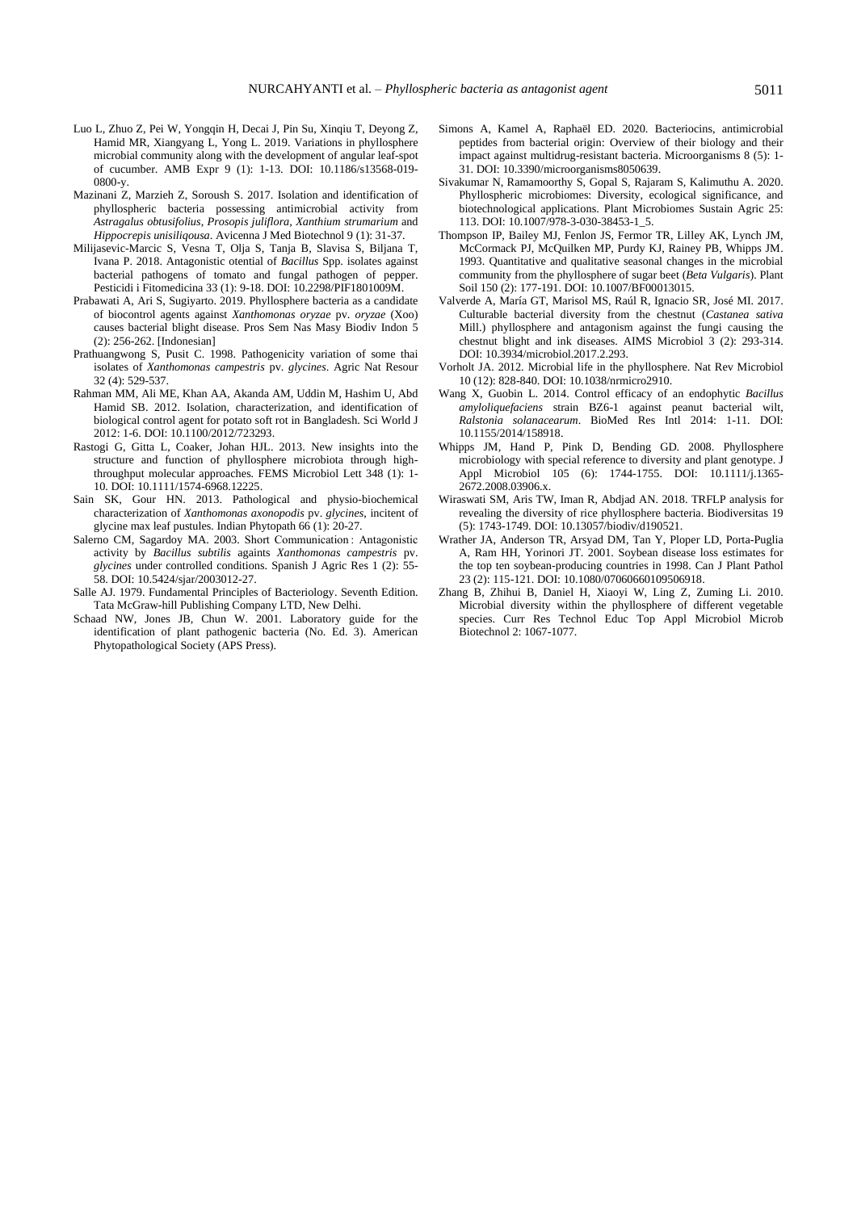Luo L, Zhuo Z, Pei W, Yongqin H, Decai J, Pin Su, Xinqiu T, Deyong Z, Hamid MR, Xiangyang L, Yong L. 2019. Variations in phyllosphere microbial community along with the development of angular leaf-spot of cucumber. AMB Expr 9 (1): 1-13. DOI: 10.1186/s13568-019-0800-y.

Mazinani Z, Marzieh Z, Soroush S. 2017. Isolation and identification of phyllospheric bacteria possessing antimicrobial activity from *Astragalus obtusifolius*, *Prosopis juliflora*, *Xanthium strumarium* and *Hippocrepis unisiliqousa*. Avicenna J Med Biotechnol 9 (1): 31-37.

Milijasevic-Marcic S, Vesna T, Olja S, Tanja B, Slavisa S, Biljana T, Ivana P. 2018. Antagonistic otential of *Bacillus* Spp. isolates against bacterial pathogens of tomato and fungal pathogen of pepper. Pesticidi i Fitomedicina 33 (1): 9-18. DOI: 10.2298/PIF1801009M.

Prabawati A, Ari S, Sugiyarto. 2019. Phyllosphere bacteria as a candidate of biocontrol agents against *Xanthomonas oryzae* pv. *oryzae* (Xoo) causes bacterial blight disease. Pros Sem Nas Masy Biodiv Indon 5 (2): 256-262. [Indonesian]

Prathuangwong S, Pusit C. 1998. Pathogenicity variation of some thai isolates of *Xanthomonas campestris* pv. *glycines*. Agric Nat Resour 32 (4): 529-537.

Rahman MM, Ali ME, Khan AA, Akanda AM, Uddin M, Hashim U, Abd Hamid SB. 2012. Isolation, characterization, and identification of biological control agent for potato soft rot in Bangladesh. Sci World J 2012: 1-6. DOI: 10.1100/2012/723293.

Rastogi G, Gitta L, Coaker, Johan HJL. 2013. New insights into the structure and function of phyllosphere microbiota through high-throughput molecular approaches. FEMS Microbiol Lett 348 (1): 1-10. DOI: 10.1111/1574-6968.12225.

Sain SK, Gour HN. 2013. Pathological and physio-biochemical characterization of *Xanthomonas axonopodis* pv. *glycines*, incitent of glycine max leaf pustules. Indian Phytopath 66 (1): 20-27.

Salerno CM, Sagardoy MA. 2003. Short Communication : Antagonistic activity by *Bacillus subtilis* againts *Xanthomonas campestris* pv. *glycines* under controlled conditions. Spanish J Agric Res 1 (2): 55-58. DOI: 10.5424/sjar/2003012-27.

Salle AJ. 1979. Fundamental Principles of Bacteriology. Seventh Edition. Tata McGraw-hill Publishing Company LTD, New Delhi.

Schaad NW, Jones JB, Chun W. 2001. Laboratory guide for the identification of plant pathogenic bacteria (No. Ed. 3). American Phytopathological Society (APS Press).

Simons A, Kamel A, Raphaël ED. 2020. Bacteriocins, antimicrobial peptides from bacterial origin: Overview of their biology and their impact against multidrug-resistant bacteria. Microorganisms 8 (5): 1-31. DOI: 10.3390/microorganisms8050639.

Sivakumar N, Ramamoorthy S, Gopal S, Rajaram S, Kalimuthu A. 2020. Phyllospheric microbiomes: Diversity, ecological significance, and biotechnological applications. Plant Microbiomes Sustain Agric 25: 113. DOI: 10.1007/978-3-030-38453-1_5.

Thompson IP, Bailey MJ, Fenlon JS, Fermor TR, Lilley AK, Lynch JM, McCormack PJ, McQuilken MP, Purdy KJ, Rainey PB, Whipps JM. 1993. Quantitative and qualitative seasonal changes in the microbial community from the phyllosphere of sugar beet (*Beta Vulgaris*). Plant Soil 150 (2): 177-191. DOI: 10.1007/BF00013015.

Valverde A, María GT, Marisol MS, Raúl R, Ignacio SR, José MI. 2017. Culturable bacterial diversity from the chestnut (*Castanea sativa* Mill.) phyllosphere and antagonism against the fungi causing the chestnut blight and ink diseases. AIMS Microbiol 3 (2): 293-314. DOI: 10.3934/microbiol.2017.2.293.

Vorholt JA. 2012. Microbial life in the phyllosphere. Nat Rev Microbiol 10 (12): 828-840. DOI: 10.1038/nrmicro2910.

Wang X, Guobin L. 2014. Control efficacy of an endophytic *Bacillus amyloliquefaciens* strain BZ6-1 against peanut bacterial wilt, *Ralstonia solanacearum*. BioMed Res Intl 2014: 1-11. DOI: 10.1155/2014/158918.

Whipps JM, Hand P, Pink D, Bending GD. 2008. Phyllosphere microbiology with special reference to diversity and plant genotype. J Appl Microbiol 105 (6): 1744-1755. DOI: 10.1111/j.1365-2672.2008.03906.x.

Wiraswati SM, Aris TW, Iman R, Abdjad AN. 2018. TRFLP analysis for revealing the diversity of rice phyllosphere bacteria. Biodiversitas 19 (5): 1743-1749. DOI: 10.13057/biodiv/d190521.

Wrather JA, Anderson TR, Arsyad DM, Tan Y, Ploper LD, Porta-Puglia A, Ram HH, Yorinori JT. 2001. Soybean disease loss estimates for the top ten soybean-producing countries in 1998. Can J Plant Pathol 23 (2): 115-121. DOI: 10.1080/07060660109506918.

Zhang B, Zhihui B, Daniel H, Xiaoyi W, Ling Z, Zuming Li. 2010. Microbial diversity within the phyllosphere of different vegetable species. Curr Res Technol Educ Top Appl Microbiol Microb Biotechnol 2: 1067-1077.